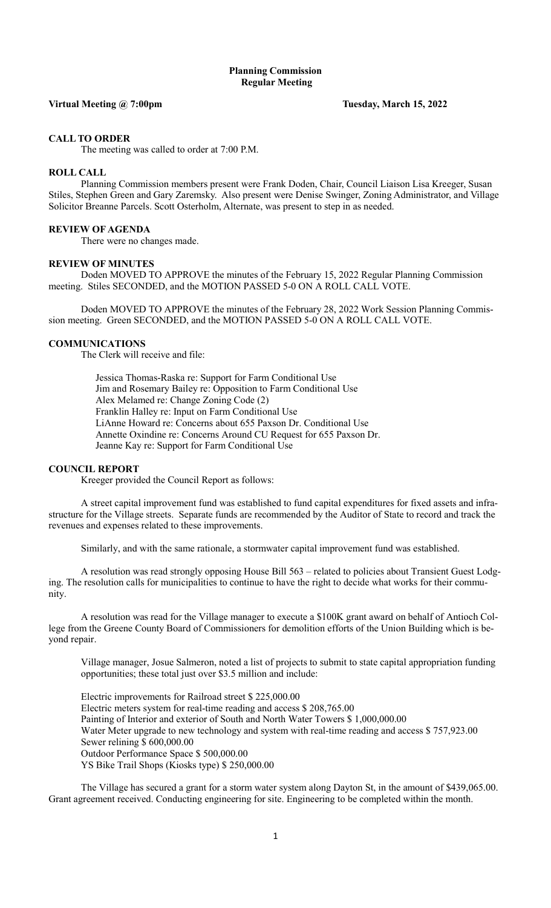# Planning Commission
## Regular Meeting

**Virtual Meeting @ 7:00pm** **Tuesday, March 15, 2022**

### CALL TO ORDER

The meeting was called to order at 7:00 P.M.

### ROLL CALL

Planning Commission members present were Frank Doden, Chair, Council Liaison Lisa Kreeger, Susan Stiles, Stephen Green and Gary Zaremsky. Also present were Denise Swinger, Zoning Administrator, and Village Solicitor Breanne Parcels. Scott Osterholm, Alternate, was present to step in as needed.

### REVIEW OF AGENDA

There were no changes made.

### REVIEW OF MINUTES

Doden MOVED TO APPROVE the minutes of the February 15, 2022 Regular Planning Commission meeting. Stiles SECONDED, and the MOTION PASSED 5-0 ON A ROLL CALL VOTE.

Doden MOVED TO APPROVE the minutes of the February 28, 2022 Work Session Planning Commission meeting. Green SECONDED, and the MOTION PASSED 5-0 ON A ROLL CALL VOTE.

### COMMUNICATIONS

The Clerk will receive and file:

Jessica Thomas-Raska re: Support for Farm Conditional Use
Jim and Rosemary Bailey re: Opposition to Farm Conditional Use
Alex Melamed re: Change Zoning Code (2)
Franklin Halley re: Input on Farm Conditional Use
LiAnne Howard re: Concerns about 655 Paxson Dr. Conditional Use
Annette Oxindine re: Concerns Around CU Request for 655 Paxson Dr.
Jeanne Kay re: Support for Farm Conditional Use

### COUNCIL REPORT

Kreeger provided the Council Report as follows:

A street capital improvement fund was established to fund capital expenditures for fixed assets and infrastructure for the Village streets. Separate funds are recommended by the Auditor of State to record and track the revenues and expenses related to these improvements.

Similarly, and with the same rationale, a stormwater capital improvement fund was established.

A resolution was read strongly opposing House Bill 563 – related to policies about Transient Guest Lodging. The resolution calls for municipalities to continue to have the right to decide what works for their community.

A resolution was read for the Village manager to execute a $100K grant award on behalf of Antioch College from the Greene County Board of Commissioners for demolition efforts of the Union Building which is beyond repair.

Village manager, Josue Salmeron, noted a list of projects to submit to state capital appropriation funding opportunities; these total just over $3.5 million and include:

Electric improvements for Railroad street $ 225,000.00
Electric meters system for real-time reading and access $ 208,765.00
Painting of Interior and exterior of South and North Water Towers $ 1,000,000.00
Water Meter upgrade to new technology and system with real-time reading and access $ 757,923.00
Sewer relining $ 600,000.00
Outdoor Performance Space $ 500,000.00
YS Bike Trail Shops (Kiosks type) $ 250,000.00

The Village has secured a grant for a storm water system along Dayton St, in the amount of $439,065.00. Grant agreement received. Conducting engineering for site. Engineering to be completed within the month.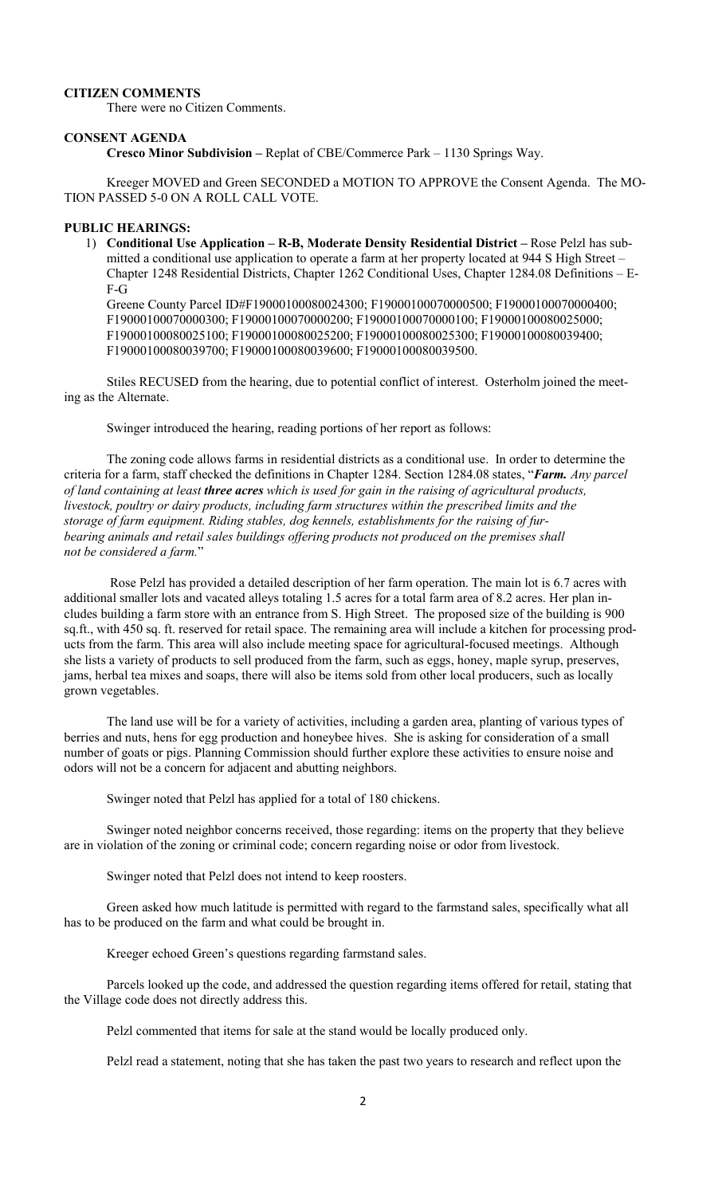## CITIZEN COMMENTS

There were no Citizen Comments.

## CONSENT AGENDA

**Cresco Minor Subdivision –** Replat of CBE/Commerce Park – 1130 Springs Way.

Kreeger MOVED and Green SECONDED a MOTION TO APPROVE the Consent Agenda. The MOTION PASSED 5-0 ON A ROLL CALL VOTE.

## PUBLIC HEARINGS:

1) **Conditional Use Application – R-B, Moderate Density Residential District –** Rose Pelzl has submitted a conditional use application to operate a farm at her property located at 944 S High Street – Chapter 1248 Residential Districts, Chapter 1262 Conditional Uses, Chapter 1284.08 Definitions – E-F-G

   Greene County Parcel ID#F19000100080024300; F19000100070000500; F19000100070000400; F19000100070000300; F19000100070000200; F19000100070000100; F19000100080025000; F19000100080025100; F19000100080025200; F19000100080025300; F19000100080039400; F19000100080039700; F19000100080039600; F19000100080039500.

Stiles RECUSED from the hearing, due to potential conflict of interest. Osterholm joined the meeting as the Alternate.

Swinger introduced the hearing, reading portions of her report as follows:

The zoning code allows farms in residential districts as a conditional use. In order to determine the criteria for a farm, staff checked the definitions in Chapter 1284. Section 1284.08 states, "***Farm.*** *Any parcel of land containing at least* ***three acres*** *which is used for gain in the raising of agricultural products, livestock, poultry or dairy products, including farm structures within the prescribed limits and the storage of farm equipment. Riding stables, dog kennels, establishments for the raising of fur-bearing animals and retail sales buildings offering products not produced on the premises shall not be considered a farm.*"

Rose Pelzl has provided a detailed description of her farm operation. The main lot is 6.7 acres with additional smaller lots and vacated alleys totaling 1.5 acres for a total farm area of 8.2 acres. Her plan includes building a farm store with an entrance from S. High Street. The proposed size of the building is 900 sq.ft., with 450 sq. ft. reserved for retail space. The remaining area will include a kitchen for processing products from the farm. This area will also include meeting space for agricultural-focused meetings. Although she lists a variety of products to sell produced from the farm, such as eggs, honey, maple syrup, preserves, jams, herbal tea mixes and soaps, there will also be items sold from other local producers, such as locally grown vegetables.

The land use will be for a variety of activities, including a garden area, planting of various types of berries and nuts, hens for egg production and honeybee hives. She is asking for consideration of a small number of goats or pigs. Planning Commission should further explore these activities to ensure noise and odors will not be a concern for adjacent and abutting neighbors.

Swinger noted that Pelzl has applied for a total of 180 chickens.

Swinger noted neighbor concerns received, those regarding: items on the property that they believe are in violation of the zoning or criminal code; concern regarding noise or odor from livestock.

Swinger noted that Pelzl does not intend to keep roosters.

Green asked how much latitude is permitted with regard to the farmstand sales, specifically what all has to be produced on the farm and what could be brought in.

Kreeger echoed Green's questions regarding farmstand sales.

Parcels looked up the code, and addressed the question regarding items offered for retail, stating that the Village code does not directly address this.

Pelzl commented that items for sale at the stand would be locally produced only.

Pelzl read a statement, noting that she has taken the past two years to research and reflect upon the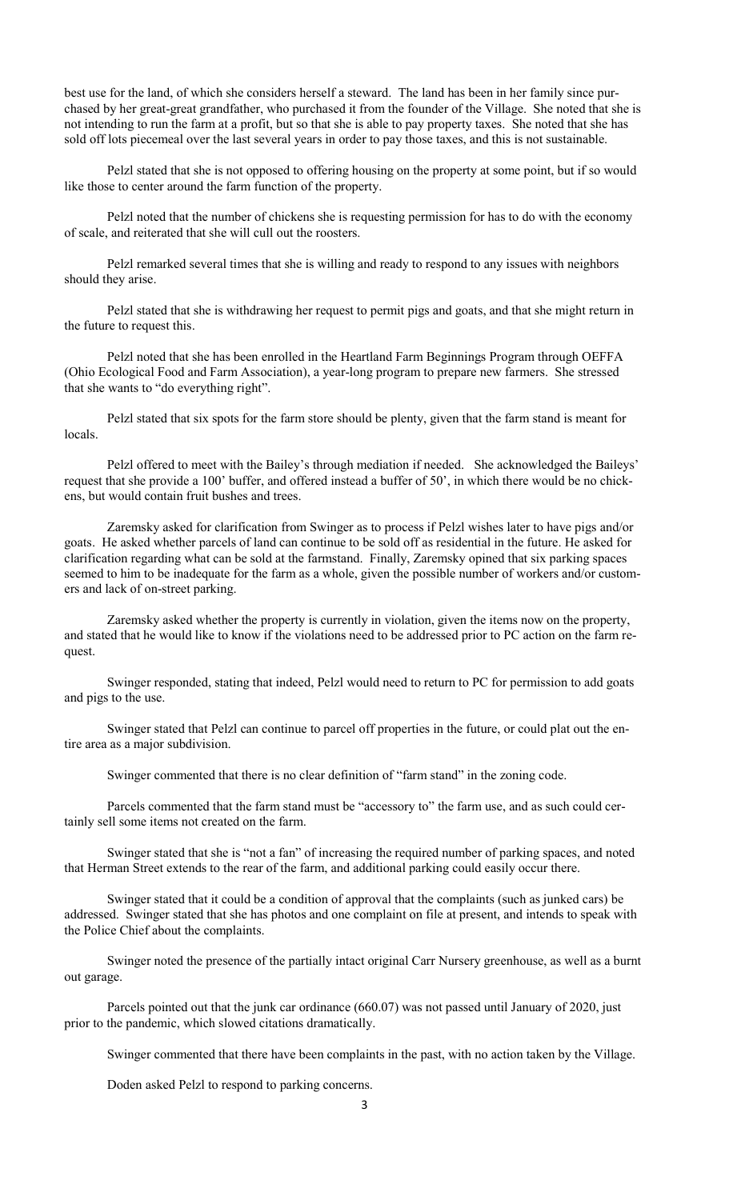best use for the land, of which she considers herself a steward. The land has been in her family since purchased by her great-great grandfather, who purchased it from the founder of the Village. She noted that she is not intending to run the farm at a profit, but so that she is able to pay property taxes. She noted that she has sold off lots piecemeal over the last several years in order to pay those taxes, and this is not sustainable.

Pelzl stated that she is not opposed to offering housing on the property at some point, but if so would like those to center around the farm function of the property.

Pelzl noted that the number of chickens she is requesting permission for has to do with the economy of scale, and reiterated that she will cull out the roosters.

Pelzl remarked several times that she is willing and ready to respond to any issues with neighbors should they arise.

Pelzl stated that she is withdrawing her request to permit pigs and goats, and that she might return in the future to request this.

Pelzl noted that she has been enrolled in the Heartland Farm Beginnings Program through OEFFA (Ohio Ecological Food and Farm Association), a year-long program to prepare new farmers. She stressed that she wants to "do everything right".

Pelzl stated that six spots for the farm store should be plenty, given that the farm stand is meant for locals.

Pelzl offered to meet with the Bailey's through mediation if needed. She acknowledged the Baileys' request that she provide a 100' buffer, and offered instead a buffer of 50', in which there would be no chickens, but would contain fruit bushes and trees.

Zaremsky asked for clarification from Swinger as to process if Pelzl wishes later to have pigs and/or goats. He asked whether parcels of land can continue to be sold off as residential in the future. He asked for clarification regarding what can be sold at the farmstand. Finally, Zaremsky opined that six parking spaces seemed to him to be inadequate for the farm as a whole, given the possible number of workers and/or customers and lack of on-street parking.

Zaremsky asked whether the property is currently in violation, given the items now on the property, and stated that he would like to know if the violations need to be addressed prior to PC action on the farm request.

Swinger responded, stating that indeed, Pelzl would need to return to PC for permission to add goats and pigs to the use.

Swinger stated that Pelzl can continue to parcel off properties in the future, or could plat out the entire area as a major subdivision.

Swinger commented that there is no clear definition of "farm stand" in the zoning code.

Parcels commented that the farm stand must be "accessory to" the farm use, and as such could certainly sell some items not created on the farm.

Swinger stated that she is "not a fan" of increasing the required number of parking spaces, and noted that Herman Street extends to the rear of the farm, and additional parking could easily occur there.

Swinger stated that it could be a condition of approval that the complaints (such as junked cars) be addressed. Swinger stated that she has photos and one complaint on file at present, and intends to speak with the Police Chief about the complaints.

Swinger noted the presence of the partially intact original Carr Nursery greenhouse, as well as a burnt out garage.

Parcels pointed out that the junk car ordinance (660.07) was not passed until January of 2020, just prior to the pandemic, which slowed citations dramatically.

Swinger commented that there have been complaints in the past, with no action taken by the Village.

Doden asked Pelzl to respond to parking concerns.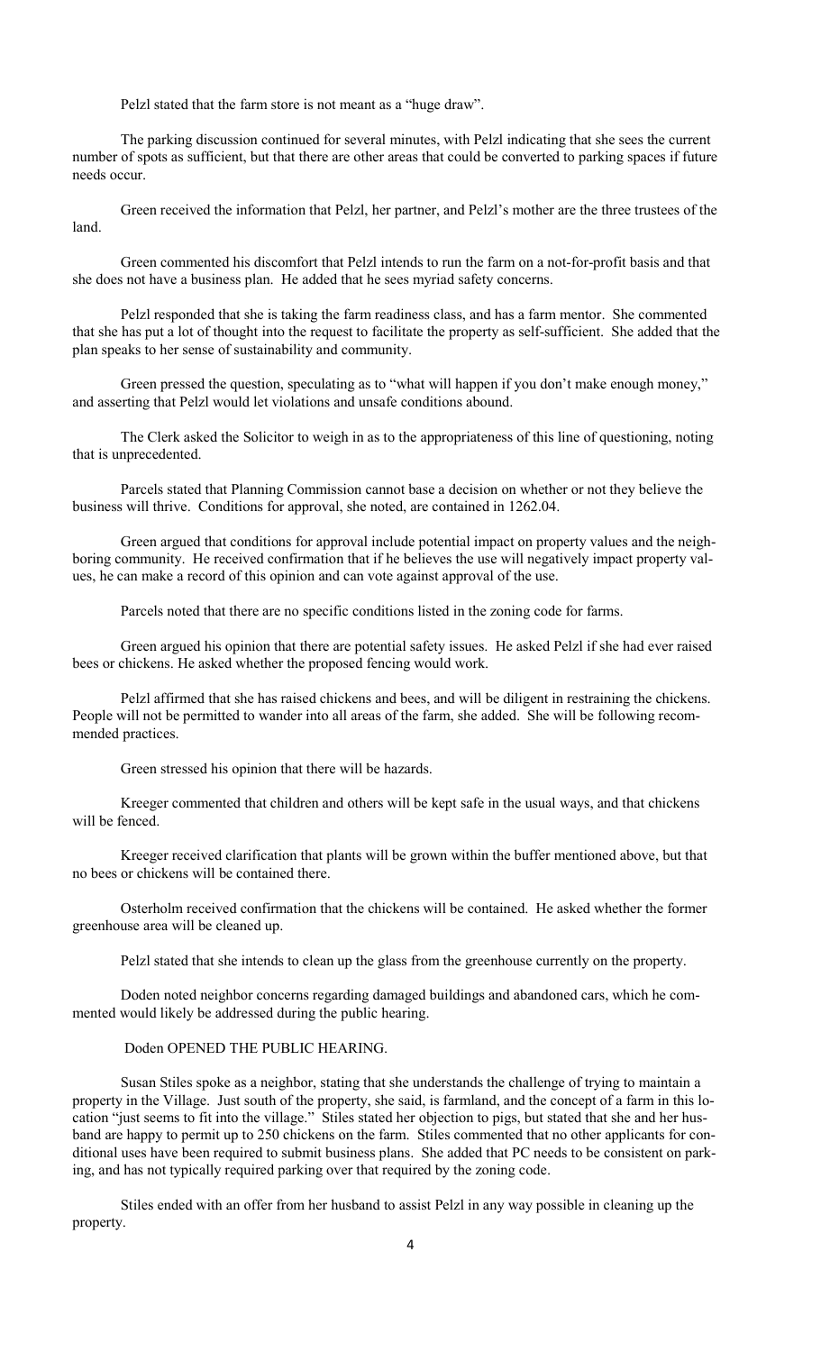Pelzl stated that the farm store is not meant as a "huge draw".

The parking discussion continued for several minutes, with Pelzl indicating that she sees the current number of spots as sufficient, but that there are other areas that could be converted to parking spaces if future needs occur.

Green received the information that Pelzl, her partner, and Pelzl's mother are the three trustees of the land.

Green commented his discomfort that Pelzl intends to run the farm on a not-for-profit basis and that she does not have a business plan. He added that he sees myriad safety concerns.

Pelzl responded that she is taking the farm readiness class, and has a farm mentor. She commented that she has put a lot of thought into the request to facilitate the property as self-sufficient. She added that the plan speaks to her sense of sustainability and community.

Green pressed the question, speculating as to "what will happen if you don't make enough money," and asserting that Pelzl would let violations and unsafe conditions abound.

The Clerk asked the Solicitor to weigh in as to the appropriateness of this line of questioning, noting that is unprecedented.

Parcels stated that Planning Commission cannot base a decision on whether or not they believe the business will thrive. Conditions for approval, she noted, are contained in 1262.04.

Green argued that conditions for approval include potential impact on property values and the neighboring community. He received confirmation that if he believes the use will negatively impact property values, he can make a record of this opinion and can vote against approval of the use.

Parcels noted that there are no specific conditions listed in the zoning code for farms.

Green argued his opinion that there are potential safety issues. He asked Pelzl if she had ever raised bees or chickens. He asked whether the proposed fencing would work.

Pelzl affirmed that she has raised chickens and bees, and will be diligent in restraining the chickens. People will not be permitted to wander into all areas of the farm, she added. She will be following recommended practices.

Green stressed his opinion that there will be hazards.

Kreeger commented that children and others will be kept safe in the usual ways, and that chickens will be fenced.

Kreeger received clarification that plants will be grown within the buffer mentioned above, but that no bees or chickens will be contained there.

Osterholm received confirmation that the chickens will be contained. He asked whether the former greenhouse area will be cleaned up.

Pelzl stated that she intends to clean up the glass from the greenhouse currently on the property.

Doden noted neighbor concerns regarding damaged buildings and abandoned cars, which he commented would likely be addressed during the public hearing.

Doden OPENED THE PUBLIC HEARING.

Susan Stiles spoke as a neighbor, stating that she understands the challenge of trying to maintain a property in the Village. Just south of the property, she said, is farmland, and the concept of a farm in this location "just seems to fit into the village." Stiles stated her objection to pigs, but stated that she and her husband are happy to permit up to 250 chickens on the farm. Stiles commented that no other applicants for conditional uses have been required to submit business plans. She added that PC needs to be consistent on parking, and has not typically required parking over that required by the zoning code.

Stiles ended with an offer from her husband to assist Pelzl in any way possible in cleaning up the property.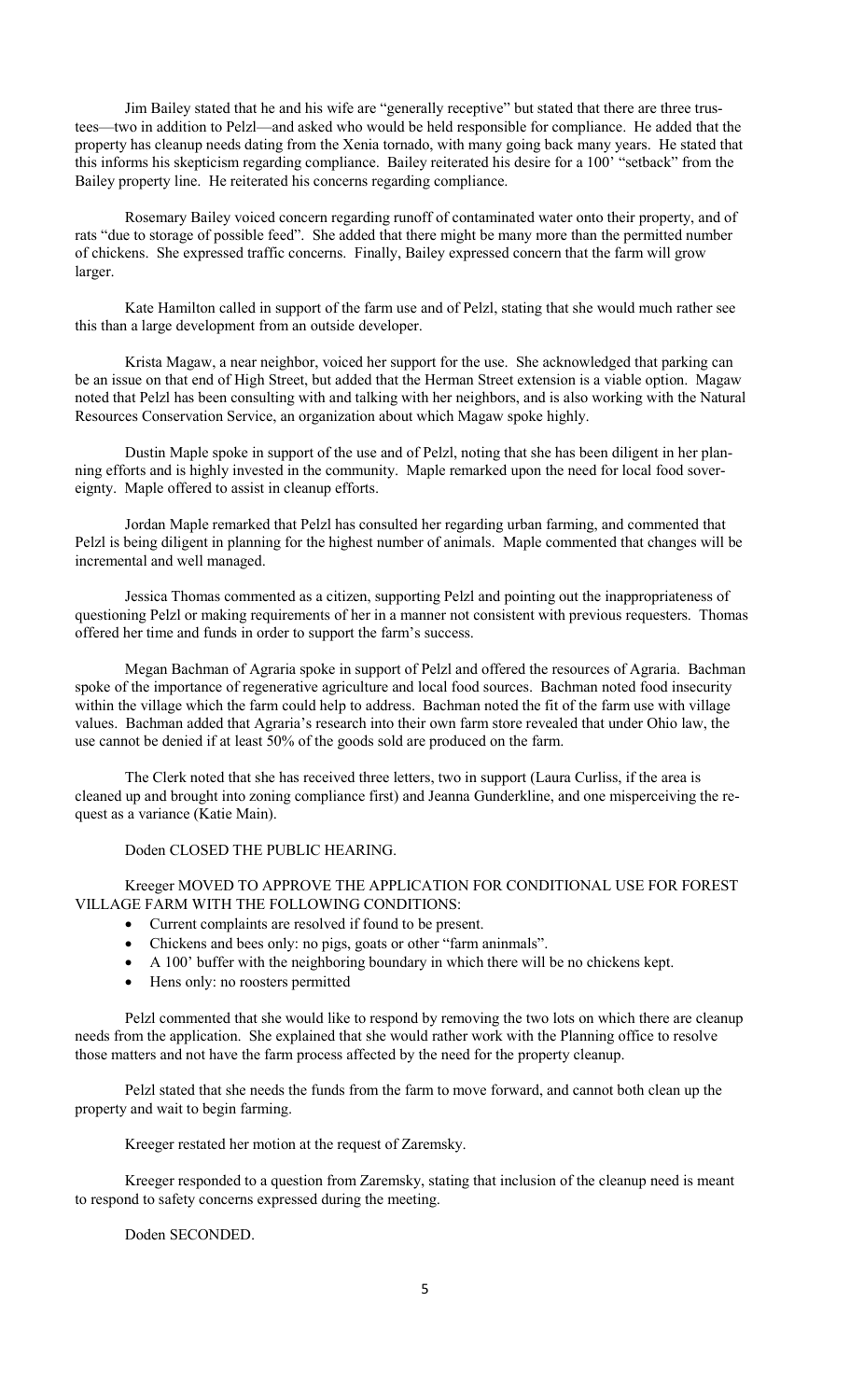Jim Bailey stated that he and his wife are "generally receptive" but stated that there are three trustees—two in addition to Pelzl—and asked who would be held responsible for compliance. He added that the property has cleanup needs dating from the Xenia tornado, with many going back many years. He stated that this informs his skepticism regarding compliance. Bailey reiterated his desire for a 100' "setback" from the Bailey property line. He reiterated his concerns regarding compliance.

Rosemary Bailey voiced concern regarding runoff of contaminated water onto their property, and of rats "due to storage of possible feed". She added that there might be many more than the permitted number of chickens. She expressed traffic concerns. Finally, Bailey expressed concern that the farm will grow larger.

Kate Hamilton called in support of the farm use and of Pelzl, stating that she would much rather see this than a large development from an outside developer.

Krista Magaw, a near neighbor, voiced her support for the use. She acknowledged that parking can be an issue on that end of High Street, but added that the Herman Street extension is a viable option. Magaw noted that Pelzl has been consulting with and talking with her neighbors, and is also working with the Natural Resources Conservation Service, an organization about which Magaw spoke highly.

Dustin Maple spoke in support of the use and of Pelzl, noting that she has been diligent in her planning efforts and is highly invested in the community. Maple remarked upon the need for local food sovereignty. Maple offered to assist in cleanup efforts.

Jordan Maple remarked that Pelzl has consulted her regarding urban farming, and commented that Pelzl is being diligent in planning for the highest number of animals. Maple commented that changes will be incremental and well managed.

Jessica Thomas commented as a citizen, supporting Pelzl and pointing out the inappropriateness of questioning Pelzl or making requirements of her in a manner not consistent with previous requesters. Thomas offered her time and funds in order to support the farm's success.

Megan Bachman of Agraria spoke in support of Pelzl and offered the resources of Agraria. Bachman spoke of the importance of regenerative agriculture and local food sources. Bachman noted food insecurity within the village which the farm could help to address. Bachman noted the fit of the farm use with village values. Bachman added that Agraria's research into their own farm store revealed that under Ohio law, the use cannot be denied if at least 50% of the goods sold are produced on the farm.

The Clerk noted that she has received three letters, two in support (Laura Curliss, if the area is cleaned up and brought into zoning compliance first) and Jeanna Gunderkline, and one misperceiving the request as a variance (Katie Main).

Doden CLOSED THE PUBLIC HEARING.

Kreeger MOVED TO APPROVE THE APPLICATION FOR CONDITIONAL USE FOR FOREST VILLAGE FARM WITH THE FOLLOWING CONDITIONS:

- Current complaints are resolved if found to be present.
- Chickens and bees only: no pigs, goats or other "farm aninmals".
- A 100' buffer with the neighboring boundary in which there will be no chickens kept.
- Hens only: no roosters permitted

Pelzl commented that she would like to respond by removing the two lots on which there are cleanup needs from the application. She explained that she would rather work with the Planning office to resolve those matters and not have the farm process affected by the need for the property cleanup.

Pelzl stated that she needs the funds from the farm to move forward, and cannot both clean up the property and wait to begin farming.

Kreeger restated her motion at the request of Zaremsky.

Kreeger responded to a question from Zaremsky, stating that inclusion of the cleanup need is meant to respond to safety concerns expressed during the meeting.

Doden SECONDED.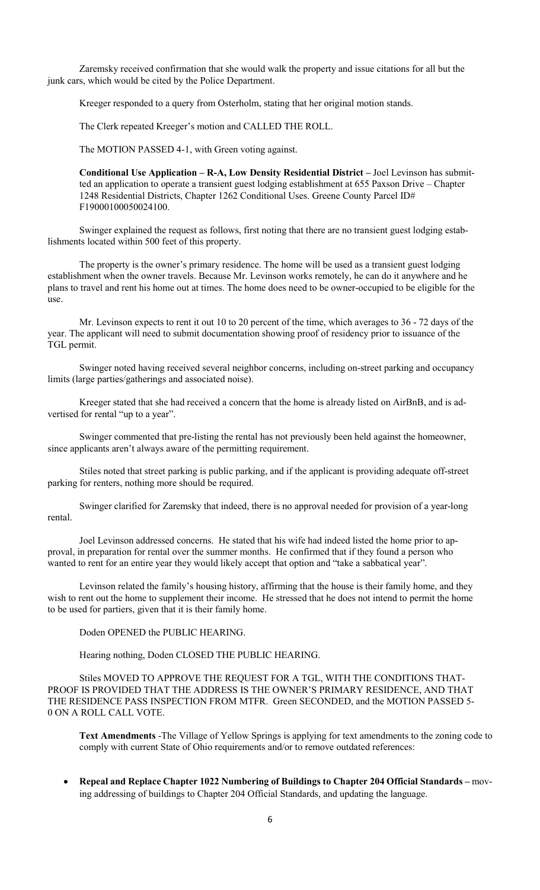Zaremsky received confirmation that she would walk the property and issue citations for all but the junk cars, which would be cited by the Police Department.

Kreeger responded to a query from Osterholm, stating that her original motion stands.

The Clerk repeated Kreeger's motion and CALLED THE ROLL.

The MOTION PASSED 4-1, with Green voting against.

**Conditional Use Application – R-A, Low Density Residential District –** Joel Levinson has submitted an application to operate a transient guest lodging establishment at 655 Paxson Drive – Chapter 1248 Residential Districts, Chapter 1262 Conditional Uses. Greene County Parcel ID# F19000100050024100.

Swinger explained the request as follows, first noting that there are no transient guest lodging establishments located within 500 feet of this property.

The property is the owner's primary residence. The home will be used as a transient guest lodging establishment when the owner travels. Because Mr. Levinson works remotely, he can do it anywhere and he plans to travel and rent his home out at times. The home does need to be owner-occupied to be eligible for the use.

Mr. Levinson expects to rent it out 10 to 20 percent of the time, which averages to 36 - 72 days of the year. The applicant will need to submit documentation showing proof of residency prior to issuance of the TGL permit.

Swinger noted having received several neighbor concerns, including on-street parking and occupancy limits (large parties/gatherings and associated noise).

Kreeger stated that she had received a concern that the home is already listed on AirBnB, and is advertised for rental "up to a year".

Swinger commented that pre-listing the rental has not previously been held against the homeowner, since applicants aren't always aware of the permitting requirement.

Stiles noted that street parking is public parking, and if the applicant is providing adequate off-street parking for renters, nothing more should be required.

Swinger clarified for Zaremsky that indeed, there is no approval needed for provision of a year-long rental.

Joel Levinson addressed concerns. He stated that his wife had indeed listed the home prior to approval, in preparation for rental over the summer months. He confirmed that if they found a person who wanted to rent for an entire year they would likely accept that option and "take a sabbatical year".

Levinson related the family's housing history, affirming that the house is their family home, and they wish to rent out the home to supplement their income. He stressed that he does not intend to permit the home to be used for partiers, given that it is their family home.

Doden OPENED the PUBLIC HEARING.

Hearing nothing, Doden CLOSED THE PUBLIC HEARING.

Stiles MOVED TO APPROVE THE REQUEST FOR A TGL, WITH THE CONDITIONS THAT PROOF IS PROVIDED THAT THE ADDRESS IS THE OWNER'S PRIMARY RESIDENCE, AND THAT THE RESIDENCE PASS INSPECTION FROM MTFR. Green SECONDED, and the MOTION PASSED 5-0 ON A ROLL CALL VOTE.

**Text Amendments** -The Village of Yellow Springs is applying for text amendments to the zoning code to comply with current State of Ohio requirements and/or to remove outdated references:

- **Repeal and Replace Chapter 1022 Numbering of Buildings to Chapter 204 Official Standards –** moving addressing of buildings to Chapter 204 Official Standards, and updating the language.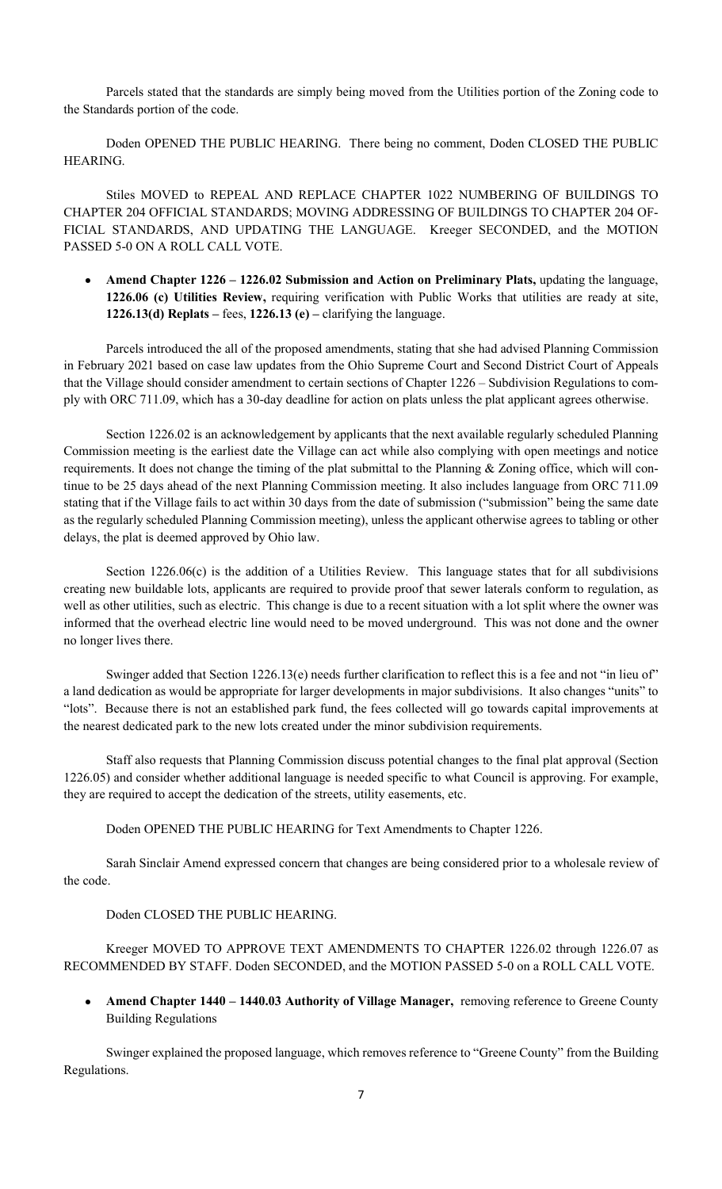Parcels stated that the standards are simply being moved from the Utilities portion of the Zoning code to the Standards portion of the code.

Doden OPENED THE PUBLIC HEARING. There being no comment, Doden CLOSED THE PUBLIC HEARING.

Stiles MOVED to REPEAL AND REPLACE CHAPTER 1022 NUMBERING OF BUILDINGS TO CHAPTER 204 OFFICIAL STANDARDS; MOVING ADDRESSING OF BUILDINGS TO CHAPTER 204 OFFICIAL STANDARDS, AND UPDATING THE LANGUAGE. Kreeger SECONDED, and the MOTION PASSED 5-0 ON A ROLL CALL VOTE.

- **Amend Chapter 1226 – 1226.02 Submission and Action on Preliminary Plats,** updating the language, **1226.06 (c) Utilities Review,** requiring verification with Public Works that utilities are ready at site, **1226.13(d) Replats –** fees, **1226.13 (e) –** clarifying the language.

Parcels introduced the all of the proposed amendments, stating that she had advised Planning Commission in February 2021 based on case law updates from the Ohio Supreme Court and Second District Court of Appeals that the Village should consider amendment to certain sections of Chapter 1226 – Subdivision Regulations to comply with ORC 711.09, which has a 30-day deadline for action on plats unless the plat applicant agrees otherwise.

Section 1226.02 is an acknowledgement by applicants that the next available regularly scheduled Planning Commission meeting is the earliest date the Village can act while also complying with open meetings and notice requirements. It does not change the timing of the plat submittal to the Planning & Zoning office, which will continue to be 25 days ahead of the next Planning Commission meeting. It also includes language from ORC 711.09 stating that if the Village fails to act within 30 days from the date of submission ("submission" being the same date as the regularly scheduled Planning Commission meeting), unless the applicant otherwise agrees to tabling or other delays, the plat is deemed approved by Ohio law.

Section 1226.06(c) is the addition of a Utilities Review. This language states that for all subdivisions creating new buildable lots, applicants are required to provide proof that sewer laterals conform to regulation, as well as other utilities, such as electric. This change is due to a recent situation with a lot split where the owner was informed that the overhead electric line would need to be moved underground. This was not done and the owner no longer lives there.

Swinger added that Section 1226.13(e) needs further clarification to reflect this is a fee and not "in lieu of" a land dedication as would be appropriate for larger developments in major subdivisions. It also changes "units" to "lots". Because there is not an established park fund, the fees collected will go towards capital improvements at the nearest dedicated park to the new lots created under the minor subdivision requirements.

Staff also requests that Planning Commission discuss potential changes to the final plat approval (Section 1226.05) and consider whether additional language is needed specific to what Council is approving. For example, they are required to accept the dedication of the streets, utility easements, etc.

Doden OPENED THE PUBLIC HEARING for Text Amendments to Chapter 1226.

Sarah Sinclair Amend expressed concern that changes are being considered prior to a wholesale review of the code.

Doden CLOSED THE PUBLIC HEARING.

Kreeger MOVED TO APPROVE TEXT AMENDMENTS TO CHAPTER 1226.02 through 1226.07 as RECOMMENDED BY STAFF. Doden SECONDED, and the MOTION PASSED 5-0 on a ROLL CALL VOTE.

- **Amend Chapter 1440 – 1440.03 Authority of Village Manager,** removing reference to Greene County Building Regulations

Swinger explained the proposed language, which removes reference to "Greene County" from the Building Regulations.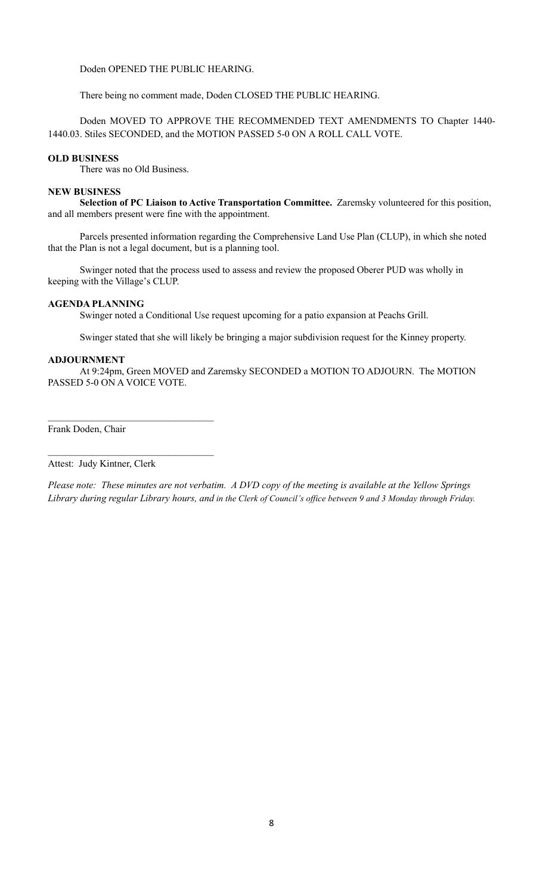Doden OPENED THE PUBLIC HEARING.

There being no comment made, Doden CLOSED THE PUBLIC HEARING.

Doden MOVED TO APPROVE THE RECOMMENDED TEXT AMENDMENTS TO Chapter 1440-1440.03. Stiles SECONDED, and the MOTION PASSED 5-0 ON A ROLL CALL VOTE.

**OLD BUSINESS**

There was no Old Business.

**NEW BUSINESS**

**Selection of PC Liaison to Active Transportation Committee.** Zaremsky volunteered for this position, and all members present were fine with the appointment.

Parcels presented information regarding the Comprehensive Land Use Plan (CLUP), in which she noted that the Plan is not a legal document, but is a planning tool.

Swinger noted that the process used to assess and review the proposed Oberer PUD was wholly in keeping with the Village's CLUP.

**AGENDA PLANNING**

Swinger noted a Conditional Use request upcoming for a patio expansion at Peachs Grill.

Swinger stated that she will likely be bringing a major subdivision request for the Kinney property.

**ADJOURNMENT**

At 9:24pm, Green MOVED and Zaremsky SECONDED a MOTION TO ADJOURN. The MOTION PASSED 5-0 ON A VOICE VOTE.

\_\_\_\_\_\_\_\_\_\_\_\_\_\_\_\_\_\_\_\_\_\_\_\_\_\_\_\_\_\_\_\_\_\_

Frank Doden, Chair

\_\_\_\_\_\_\_\_\_\_\_\_\_\_\_\_\_\_\_\_\_\_\_\_\_\_\_\_\_\_\_\_\_\_

Attest: Judy Kintner, Clerk

*Please note: These minutes are not verbatim. A DVD copy of the meeting is available at the Yellow Springs Library during regular Library hours, and in the Clerk of Council's office between 9 and 3 Monday through Friday.*